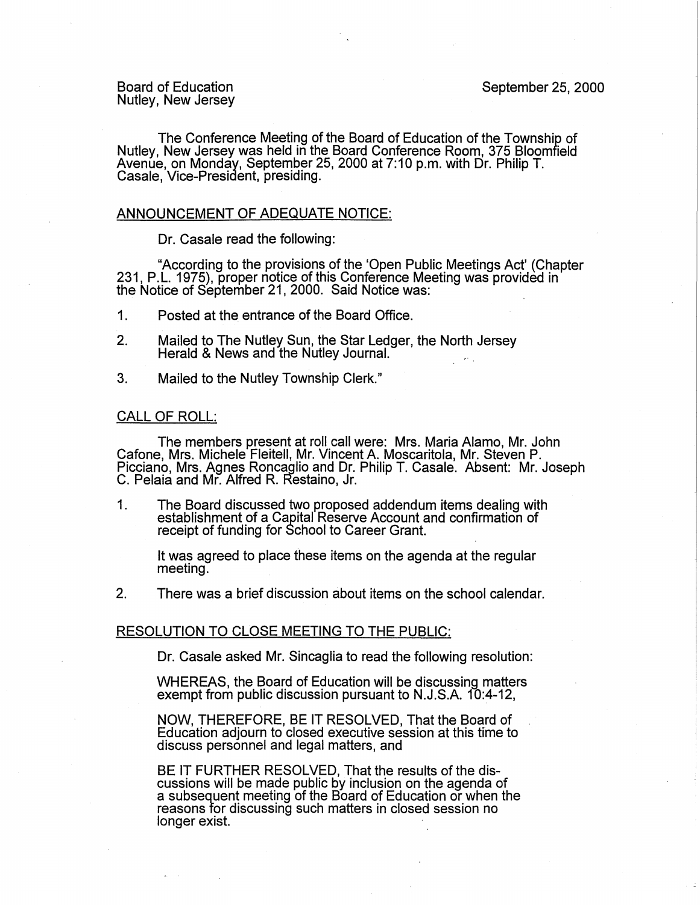Board of Education
Nutley, New Jersey

September 25, 2000

The Conference Meeting of the Board of Education of the Township of Nutley, New Jersey was held in the Board Conference Room, 375 Bloomfield Avenue, on Monday, September 25, 2000 at 7:10 p.m. with Dr. Philip T. Casale, Vice-President, presiding.

## ANNOUNCEMENT OF ADEQUATE NOTICE:

Dr. Casale read the following:

"According to the provisions of the 'Open Public Meetings Act' (Chapter 231, P.L. 1975), proper notice of this Conference Meeting was provided in the Notice of September 21, 2000. Said Notice was:

1. Posted at the entrance of the Board Office.
2. Mailed to The Nutley Sun, the Star Ledger, the North Jersey Herald & News and the Nutley Journal.
3. Mailed to the Nutley Township Clerk."

## CALL OF ROLL:

The members present at roll call were: Mrs. Maria Alamo, Mr. John Cafone, Mrs. Michele Fleitell, Mr. Vincent A. Moscaritola, Mr. Steven P. Picciano, Mrs. Agnes Roncaglio and Dr. Philip T. Casale. Absent: Mr. Joseph C. Pelaia and Mr. Alfred R. Restaino, Jr.

1. The Board discussed two proposed addendum items dealing with establishment of a Capital Reserve Account and confirmation of receipt of funding for School to Career Grant.

   It was agreed to place these items on the agenda at the regular meeting.

2. There was a brief discussion about items on the school calendar.

## RESOLUTION TO CLOSE MEETING TO THE PUBLIC:

Dr. Casale asked Mr. Sincaglia to read the following resolution:

WHEREAS, the Board of Education will be discussing matters exempt from public discussion pursuant to N.J.S.A. 10:4-12,

NOW, THEREFORE, BE IT RESOLVED, That the Board of Education adjourn to closed executive session at this time to discuss personnel and legal matters, and

BE IT FURTHER RESOLVED, That the results of the discussions will be made public by inclusion on the agenda of a subsequent meeting of the Board of Education or when the reasons for discussing such matters in closed session no longer exist.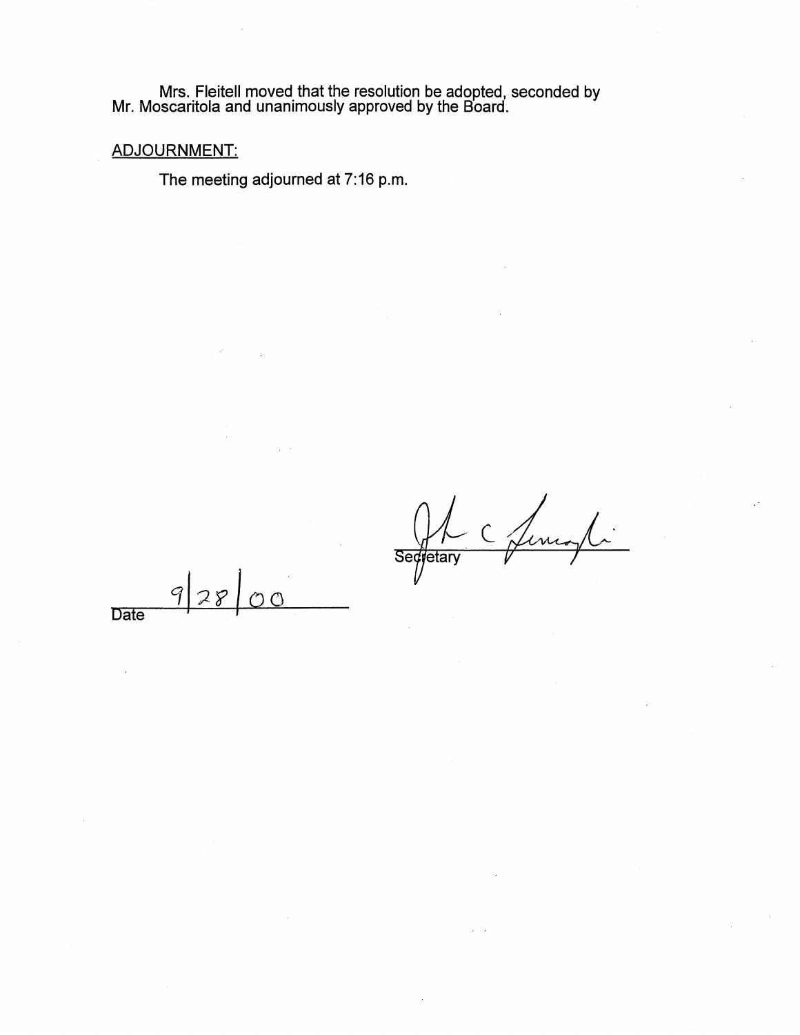Mrs. Fleitell moved that the resolution be adopted, seconded by Mr. Moscaritola and unanimously approved by the Board.

ADJOURNMENT:

The meeting adjourned at 7:16 p.m.

Secretary

Date 9/28/00